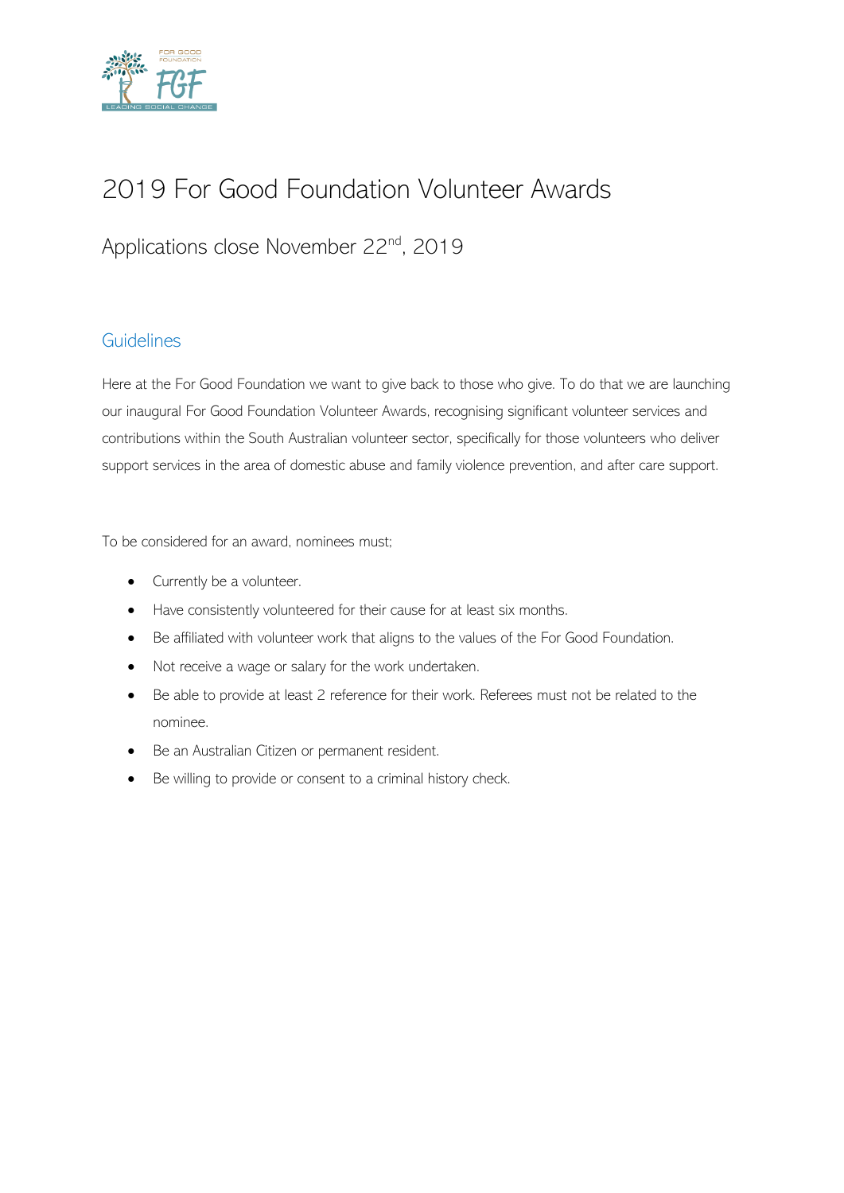# 2019 For Good Foundation Volunteer Awards

## Applications close November 22nd, 2019

### Guidelines

Here at the For Good Foundation we want to give back to those who give. To do that we are launching our inaugural For Good Foundation Volunteer Awards, recognising significant volunteer services and contributions within the South Australian volunteer sector, specifically for those volunteers who deliver support services in the area of domestic abuse and family violence prevention, and after care support.

To be considered for an award, nominees must;

- Currently be a volunteer.
- Have consistently volunteered for their cause for at least six months.
- Be affiliated with volunteer work that aligns to the values of the For Good Foundation.
- Not receive a wage or salary for the work undertaken.
- Be able to provide at least 2 reference for their work. Referees must not be related to the nominee.
- Be an Australian Citizen or permanent resident.
- Be willing to provide or consent to a criminal history check.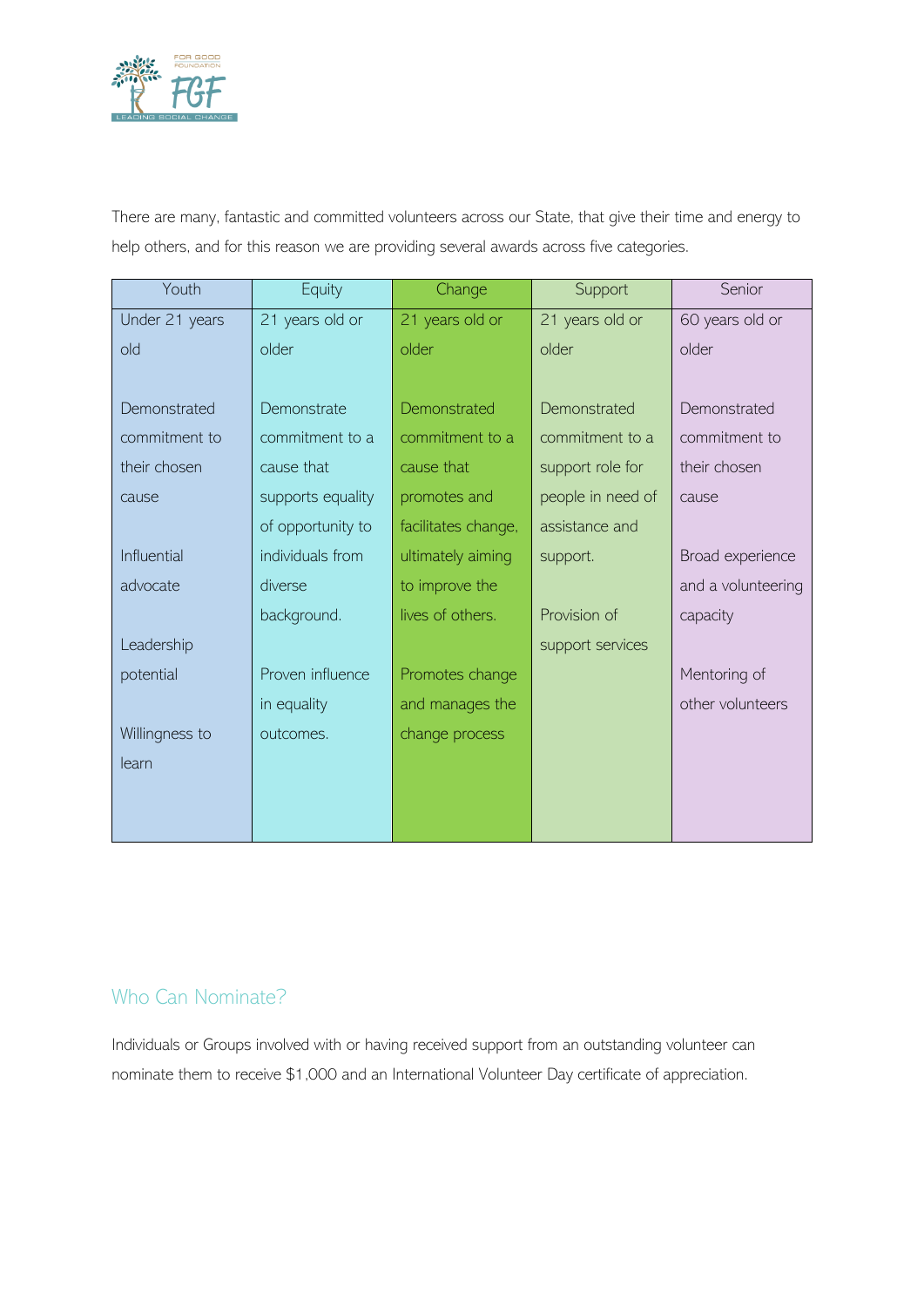There are many, fantastic and committed volunteers across our State, that give their time and energy to help others, and for this reason we are providing several awards across five categories.

| Youth | Equity | Change | Support | Senior |
|---|---|---|---|---|
| Under 21 years old<br><br>Demonstrated commitment to their chosen cause<br><br>Influential advocate<br><br>Leadership potential<br><br>Willingness to learn | 21 years old or older<br><br>Demonstrate commitment to a cause that supports equality of opportunity to individuals from diverse background.<br><br>Proven influence in equality outcomes. | 21 years old or older<br><br>Demonstrated commitment to a cause that promotes and facilitates change, ultimately aiming to improve the lives of others.<br><br>Promotes change and manages the change process | 21 years old or older<br><br>Demonstrated commitment to a support role for people in need of assistance and support.<br><br>Provision of support services | 60 years old or older<br><br>Demonstrated commitment to their chosen cause<br><br>Broad experience and a volunteering capacity<br><br>Mentoring of other volunteers |

## Who Can Nominate?

Individuals or Groups involved with or having received support from an outstanding volunteer can nominate them to receive $1,000 and an International Volunteer Day certificate of appreciation.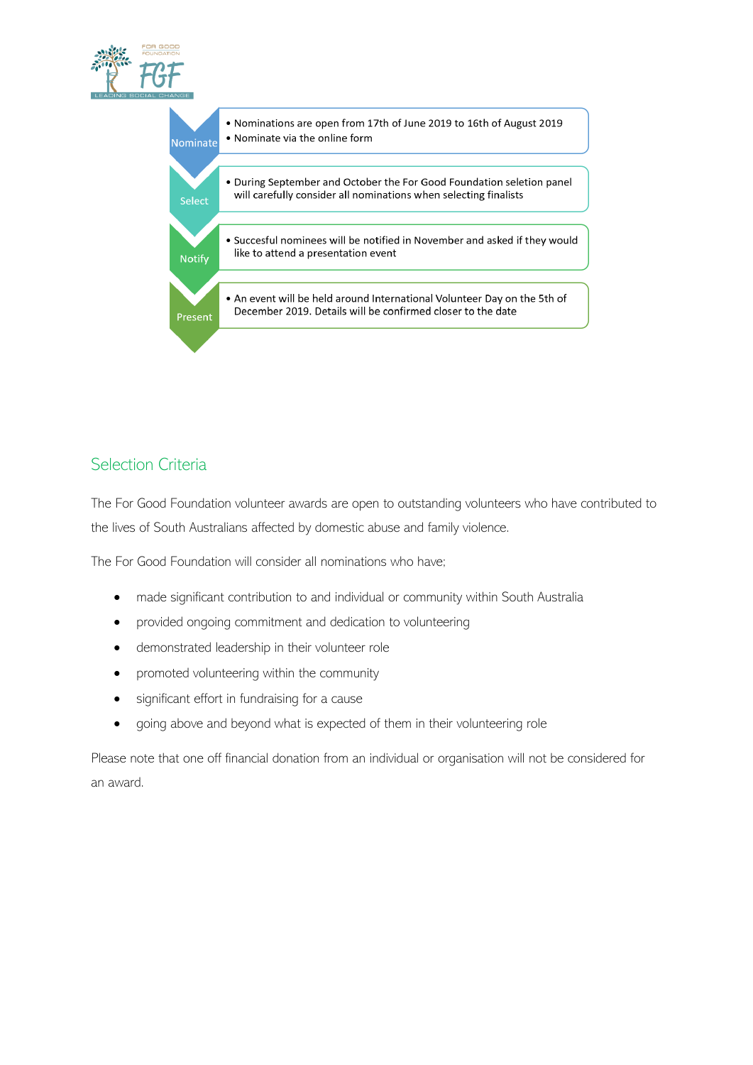**Nominate**

- Nominations are open from 17th of June 2019 to 16th of August 2019
- Nominate via the online form

**Select**

- During September and October the For Good Foundation selection panel will carefully consider all nominations when selecting finalists

**Notify**

- Succesful nominees will be notified in November and asked if they would like to attend a presentation event

**Present**

- An event will be held around International Volunteer Day on the 5th of December 2019. Details will be confirmed closer to the date

## Selection Criteria

The For Good Foundation volunteer awards are open to outstanding volunteers who have contributed to the lives of South Australians affected by domestic abuse and family violence.

The For Good Foundation will consider all nominations who have;

- made significant contribution to and individual or community within South Australia
- provided ongoing commitment and dedication to volunteering
- demonstrated leadership in their volunteer role
- promoted volunteering within the community
- significant effort in fundraising for a cause
- going above and beyond what is expected of them in their volunteering role

Please note that one off financial donation from an individual or organisation will not be considered for an award.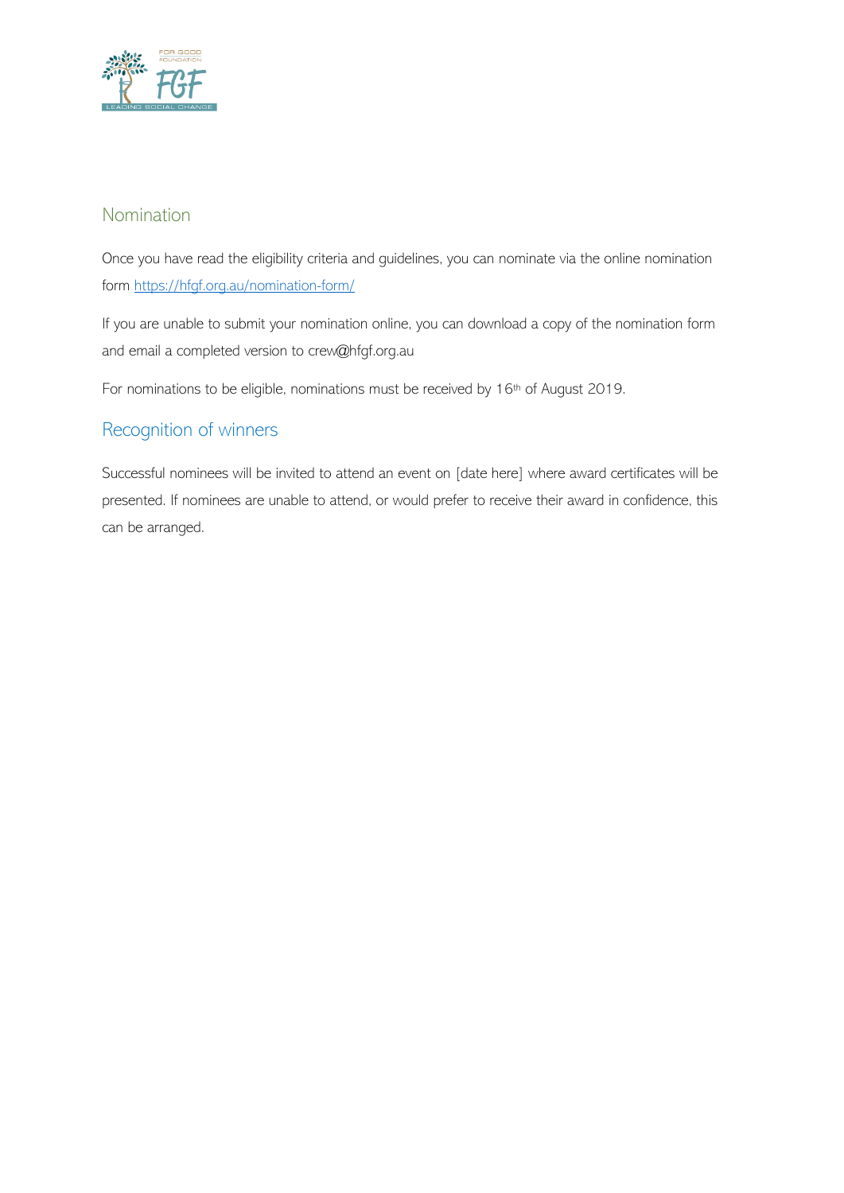## Nomination

Once you have read the eligibility criteria and guidelines, you can nominate via the online nomination form [https://hfgf.org.au/nomination-form/](https://hfgf.org.au/nomination-form/)

If you are unable to submit your nomination online, you can download a copy of the nomination form and email a completed version to crew@hfgf.org.au

For nominations to be eligible, nominations must be received by 16th of August 2019.

## Recognition of winners

Successful nominees will be invited to attend an event on [date here] where award certificates will be presented. If nominees are unable to attend, or would prefer to receive their award in confidence, this can be arranged.